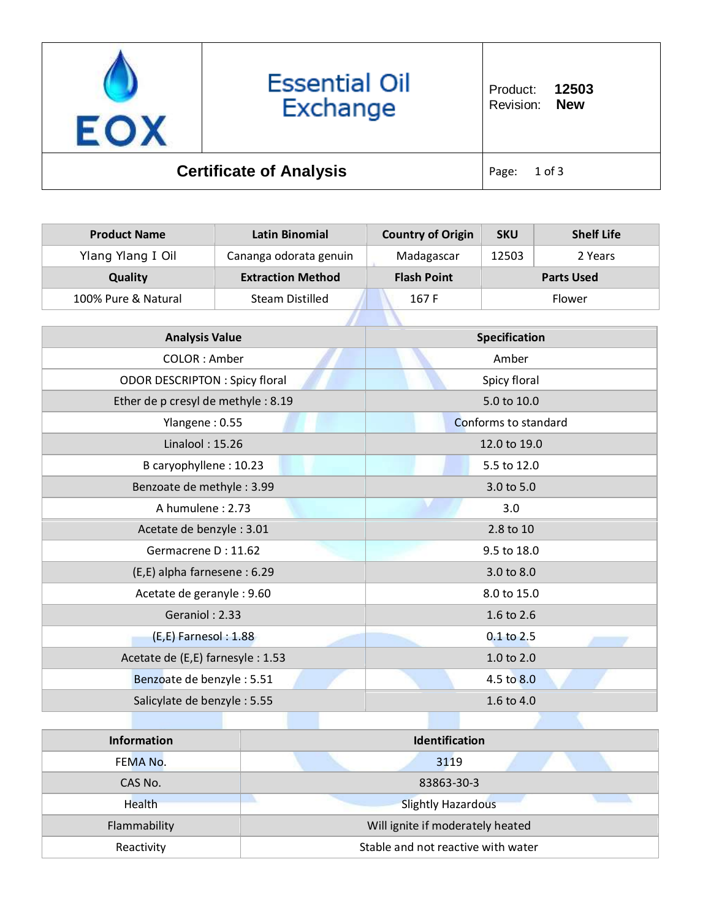| EOX | Essential Oil Exchange | Product: **12503**<br>Revision: **New** |
|---|---|---|

## Certificate of Analysis

| Product Name | Latin Binomial | Country of Origin | SKU | Shelf Life |
|---|---|---|---|---|
| Ylang Ylang I Oil | Cananga odorata genuin | Madagascar | 12503 | 2 Years |
| **Quality** | **Extraction Method** | **Flash Point** | **Parts Used** | |
| 100% Pure & Natural | Steam Distilled | 167 F | Flower | |

| Analysis Value | Specification |
|---|---|
| COLOR : Amber | Amber |
| ODOR DESCRIPTON : Spicy floral | Spicy floral |
| Ether de p cresyl de methyle : 8.19 | 5.0 to 10.0 |
| Ylangene : 0.55 | Conforms to standard |
| Linalool : 15.26 | 12.0 to 19.0 |
| B caryophyllene : 10.23 | 5.5 to 12.0 |
| Benzoate de methyle : 3.99 | 3.0 to 5.0 |
| A humulene : 2.73 | 3.0 |
| Acetate de benzyle : 3.01 | 2.8 to 10 |
| Germacrene D : 11.62 | 9.5 to 18.0 |
| (E,E) alpha farnesene : 6.29 | 3.0 to 8.0 |
| Acetate de geranyle : 9.60 | 8.0 to 15.0 |
| Geraniol : 2.33 | 1.6 to 2.6 |
| (E,E) Farnesol : 1.88 | 0.1 to 2.5 |
| Acetate de (E,E) farnesyle : 1.53 | 1.0 to 2.0 |
| Benzoate de benzyle : 5.51 | 4.5 to 8.0 |
| Salicylate de benzyle : 5.55 | 1.6 to 4.0 |

| Information | Identification |
|---|---|
| FEMA No. | 3119 |
| CAS No. | 83863-30-3 |
| Health | Slightly Hazardous |
| Flammability | Will ignite if moderately heated |
| Reactivity | Stable and not reactive with water |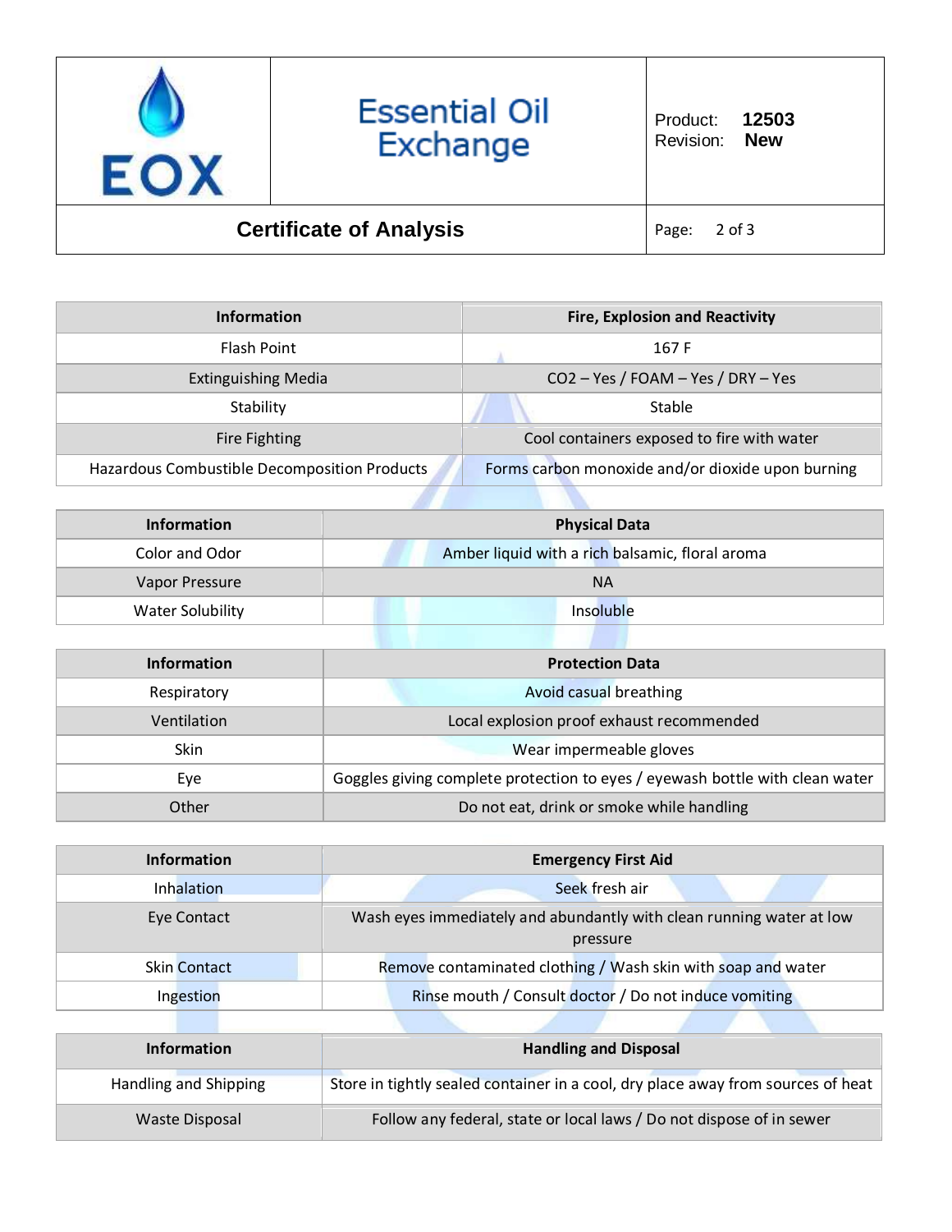| Information | Fire, Explosion and Reactivity |
| --- | --- |
| Flash Point | 167 F |
| Extinguishing Media | $CO_2$ – Yes / FOAM – Yes / DRY – Yes |
| Stability | Stable |
| Fire Fighting | Cool containers exposed to fire with water |
| Hazardous Combustible Decomposition Products | Forms carbon monoxide and/or dioxide upon burning |

| Information | Physical Data |
| --- | --- |
| Color and Odor | Amber liquid with a rich balsamic, floral aroma |
| Vapor Pressure | NA |
| Water Solubility | Insoluble |

| Information | Protection Data |
| --- | --- |
| Respiratory | Avoid casual breathing |
| Ventilation | Local explosion proof exhaust recommended |
| Skin | Wear impermeable gloves |
| Eye | Goggles giving complete protection to eyes / eyewash bottle with clean water |
| Other | Do not eat, drink or smoke while handling |

| Information | Emergency First Aid |
| --- | --- |
| Inhalation | Seek fresh air |
| Eye Contact | Wash eyes immediately and abundantly with clean running water at low pressure |
| Skin Contact | Remove contaminated clothing / Wash skin with soap and water |
| Ingestion | Rinse mouth / Consult doctor / Do not induce vomiting |

| Information | Handling and Disposal |
| --- | --- |
| Handling and Shipping | Store in tightly sealed container in a cool, dry place away from sources of heat |
| Waste Disposal | Follow any federal, state or local laws / Do not dispose of in sewer |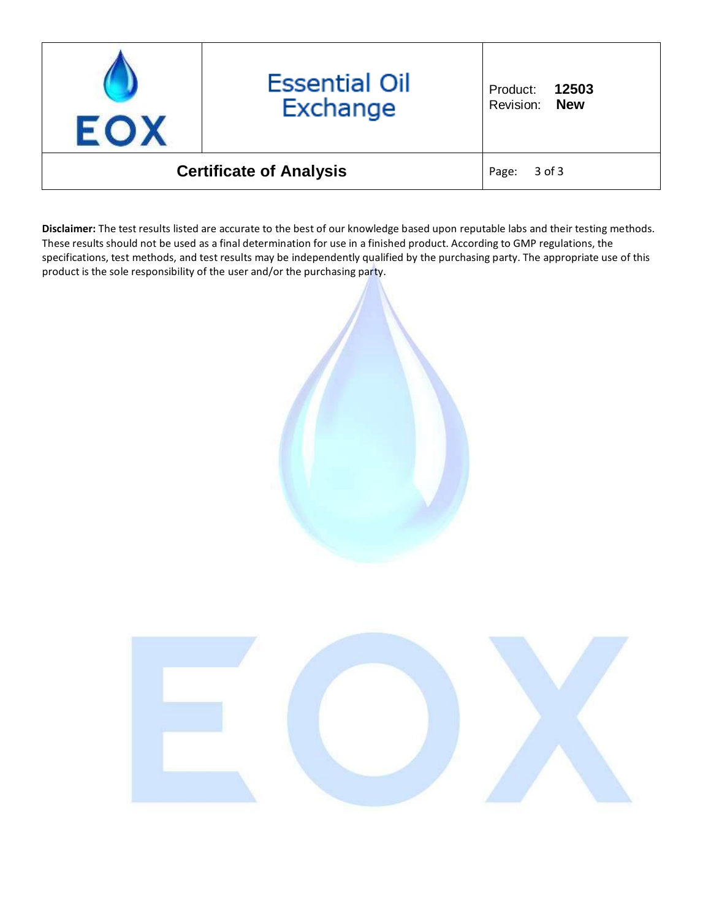**Disclaimer:** The test results listed are accurate to the best of our knowledge based upon reputable labs and their testing methods. These results should not be used as a final determination for use in a finished product. According to GMP regulations, the specifications, test methods, and test results may be independently qualified by the purchasing party. The appropriate use of this product is the sole responsibility of the user and/or the purchasing party.